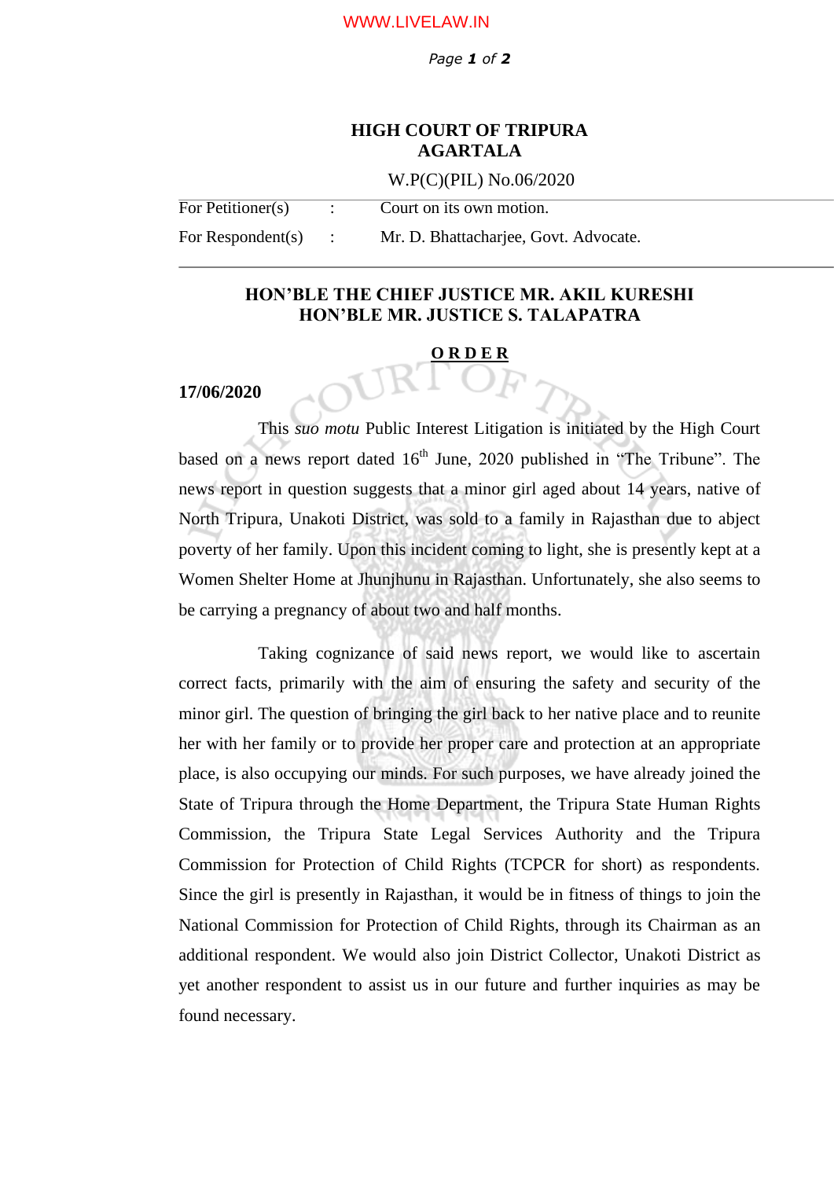# HIGH COURT OF TRIPURA
## AGARTALA

W.P(C)(PIL) No.06/2020

| | | |
|---|---|---|
| For Petitioner(s) | : | Court on its own motion. |
| For Respondent(s) | : | Mr. D. Bhattacharjee, Govt. Advocate. |

**HON'BLE THE CHIEF JUSTICE MR. AKIL KURESHI**
**HON'BLE MR. JUSTICE S. TALAPATRA**

## ORDER

**17/06/2020**

This *suo motu* Public Interest Litigation is initiated by the High Court based on a news report dated 16th June, 2020 published in "The Tribune". The news report in question suggests that a minor girl aged about 14 years, native of North Tripura, Unakoti District, was sold to a family in Rajasthan due to abject poverty of her family. Upon this incident coming to light, she is presently kept at a Women Shelter Home at Jhunjhunu in Rajasthan. Unfortunately, she also seems to be carrying a pregnancy of about two and half months.

Taking cognizance of said news report, we would like to ascertain correct facts, primarily with the aim of ensuring the safety and security of the minor girl. The question of bringing the girl back to her native place and to reunite her with her family or to provide her proper care and protection at an appropriate place, is also occupying our minds. For such purposes, we have already joined the State of Tripura through the Home Department, the Tripura State Human Rights Commission, the Tripura State Legal Services Authority and the Tripura Commission for Protection of Child Rights (TCPCR for short) as respondents. Since the girl is presently in Rajasthan, it would be in fitness of things to join the National Commission for Protection of Child Rights, through its Chairman as an additional respondent. We would also join District Collector, Unakoti District as yet another respondent to assist us in our future and further inquiries as may be found necessary.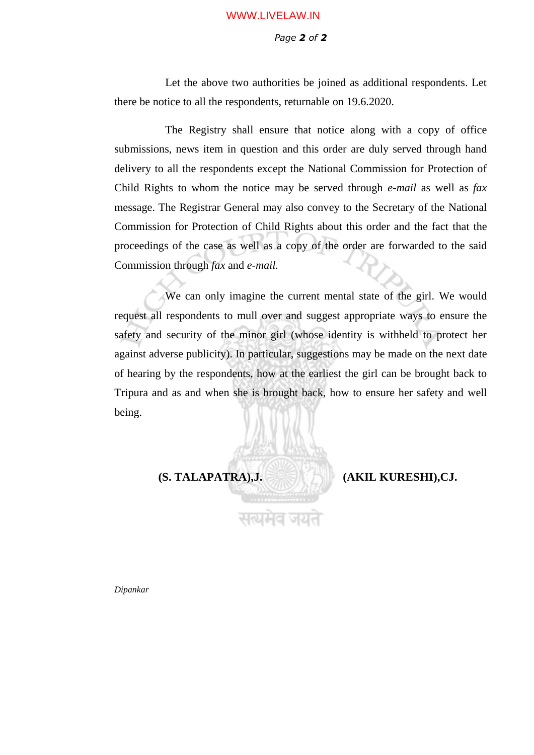Let the above two authorities be joined as additional respondents. Let there be notice to all the respondents, returnable on 19.6.2020.

The Registry shall ensure that notice along with a copy of office submissions, news item in question and this order are duly served through hand delivery to all the respondents except the National Commission for Protection of Child Rights to whom the notice may be served through *e-mail* as well as *fax* message. The Registrar General may also convey to the Secretary of the National Commission for Protection of Child Rights about this order and the fact that the proceedings of the case as well as a copy of the order are forwarded to the said Commission through *fax* and *e-mail.*

We can only imagine the current mental state of the girl. We would request all respondents to mull over and suggest appropriate ways to ensure the safety and security of the minor girl (whose identity is withheld to protect her against adverse publicity). In particular, suggestions may be made on the next date of hearing by the respondents, how at the earliest the girl can be brought back to Tripura and as and when she is brought back, how to ensure her safety and well being.

**(S. TALAPATRA),J.** **(AKIL KURESHI),CJ.**

*Dipankar*